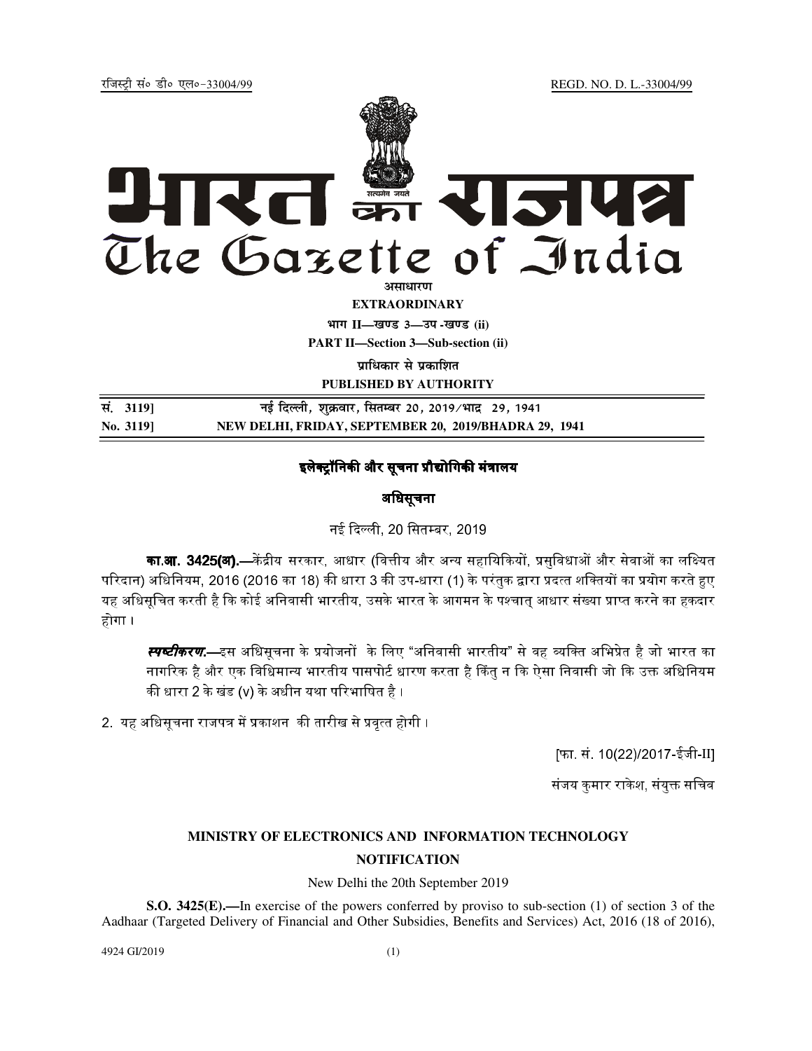रजिस्ट्री सं० डी० एल०-33004/99 REGD. NO. D. L.-33004/99

# भारत का राजपत्र
# The Gazette of India

असाधारण

**EXTRAORDINARY**

भाग II—खण्ड 3—उप-खण्ड (ii)

**PART II—Section 3—Sub-section (ii)**

प्राधिकार से प्रकाशित

**PUBLISHED BY AUTHORITY**

| सं. 3119] | नई दिल्ली, शुक्रवार, सितम्बर 20, 2019/भाद्र 29, 1941 |
|---|---|
| **No. 3119]** | **NEW DELHI, FRIDAY, SEPTEMBER 20, 2019/BHADRA 29, 1941** |

## इलेक्ट्रॉनिकी और सूचना प्रौद्योगिकी मंत्रालय

### अधिसूचना

नई दिल्ली, 20 सितम्बर, 2019

**का.आ. 3425(अ).**—केंद्रीय सरकार, आधार (वित्तीय और अन्य सहायिकियों, प्रसुविधाओं और सेवाओं का लक्ष्यित परिदान) अधिनियम, 2016 (2016 का 18) की धारा 3 की उप-धारा (1) के परंतुक द्वारा प्रदत्त शक्तियों का प्रयोग करते हुए यह अधिसूचित करती है कि कोई अनिवासी भारतीय, उसके भारत के आगमन के पश्चात् आधार संख्या प्राप्त करने का हकदार होगा।

***स्पष्टीकरण.***—इस अधिसूचना के प्रयोजनों के लिए "अनिवासी भारतीय" से वह व्यक्ति अभिप्रेत है जो भारत का नागरिक है और एक विधिमान्य भारतीय पासपोर्ट धारण करता है किंतु न कि ऐसा निवासी जो कि उक्त अधिनियम की धारा 2 के खंड (v) के अधीन यथा परिभाषित है।

2. यह अधिसूचना राजपत्र में प्रकाशन की तारीख से प्रवृत्त होगी।

[फा. सं. 10(22)/2017-ईजी-II]

संजय कुमार राकेश, संयुक्त सचिव

## MINISTRY OF ELECTRONICS AND INFORMATION TECHNOLOGY

### NOTIFICATION

New Delhi the 20th September 2019

**S.O. 3425(E).**—In exercise of the powers conferred by proviso to sub-section (1) of section 3 of the Aadhaar (Targeted Delivery of Financial and Other Subsidies, Benefits and Services) Act, 2016 (18 of 2016),

4924 GI/2019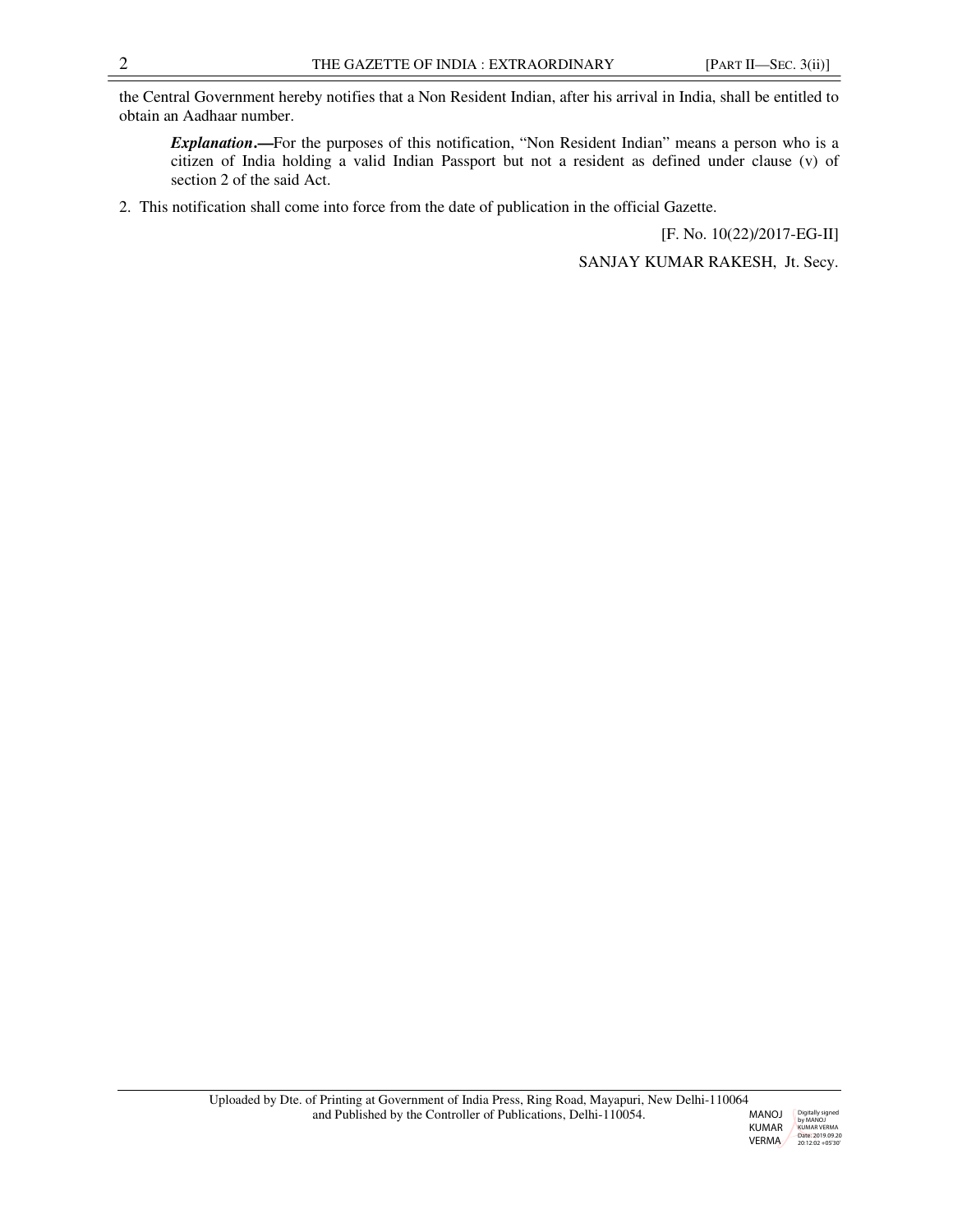the Central Government hereby notifies that a Non Resident Indian, after his arrival in India, shall be entitled to obtain an Aadhaar number.

> ***Explanation*.—**For the purposes of this notification, "Non Resident Indian" means a person who is a citizen of India holding a valid Indian Passport but not a resident as defined under clause (v) of section 2 of the said Act.

2. This notification shall come into force from the date of publication in the official Gazette.

[F. No. 10(22)/2017-EG-II]

SANJAY KUMAR RAKESH, Jt. Secy.

Uploaded by Dte. of Printing at Government of India Press, Ring Road, Mayapuri, New Delhi-110064 and Published by the Controller of Publications, Delhi-110054.

MANOJ KUMAR VERMA

Digitally signed by MANOJ KUMAR VERMA Date: 2019.09.20 20:12:02 +05'30'